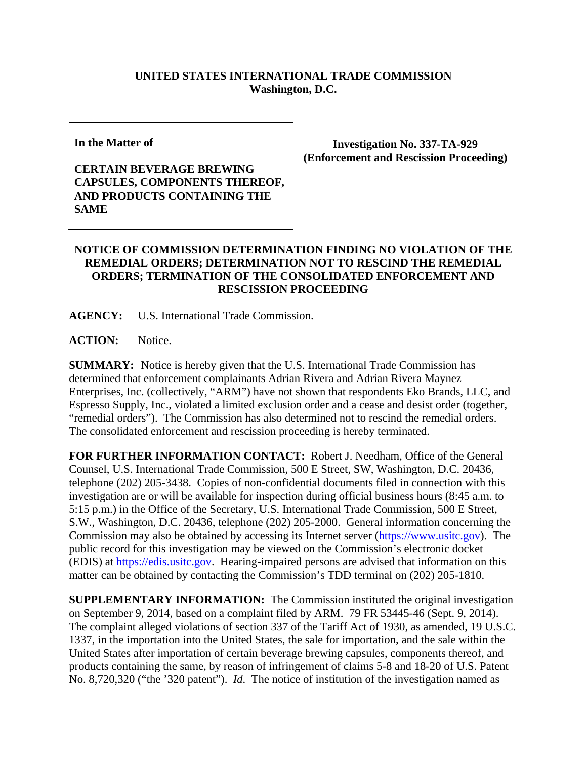**UNITED STATES INTERNATIONAL TRADE COMMISSION**
**Washington, D.C.**

| **In the Matter of**<br><br>**CERTAIN BEVERAGE BREWING CAPSULES, COMPONENTS THEREOF, AND PRODUCTS CONTAINING THE SAME** | **Investigation No. 337-TA-929 (Enforcement and Rescission Proceeding)** |
|---|---|

**NOTICE OF COMMISSION DETERMINATION FINDING NO VIOLATION OF THE REMEDIAL ORDERS; DETERMINATION NOT TO RESCIND THE REMEDIAL ORDERS; TERMINATION OF THE CONSOLIDATED ENFORCEMENT AND RESCISSION PROCEEDING**

**AGENCY:** U.S. International Trade Commission.

**ACTION:** Notice.

**SUMMARY:** Notice is hereby given that the U.S. International Trade Commission has determined that enforcement complainants Adrian Rivera and Adrian Rivera Maynez Enterprises, Inc. (collectively, "ARM") have not shown that respondents Eko Brands, LLC, and Espresso Supply, Inc., violated a limited exclusion order and a cease and desist order (together, "remedial orders"). The Commission has also determined not to rescind the remedial orders. The consolidated enforcement and rescission proceeding is hereby terminated.

**FOR FURTHER INFORMATION CONTACT:** Robert J. Needham, Office of the General Counsel, U.S. International Trade Commission, 500 E Street, SW, Washington, D.C. 20436, telephone (202) 205-3438. Copies of non-confidential documents filed in connection with this investigation are or will be available for inspection during official business hours (8:45 a.m. to 5:15 p.m.) in the Office of the Secretary, U.S. International Trade Commission, 500 E Street, S.W., Washington, D.C. 20436, telephone (202) 205-2000. General information concerning the Commission may also be obtained by accessing its Internet server (https://www.usitc.gov). The public record for this investigation may be viewed on the Commission's electronic docket (EDIS) at https://edis.usitc.gov. Hearing-impaired persons are advised that information on this matter can be obtained by contacting the Commission's TDD terminal on (202) 205-1810.

**SUPPLEMENTARY INFORMATION:** The Commission instituted the original investigation on September 9, 2014, based on a complaint filed by ARM. 79 FR 53445-46 (Sept. 9, 2014). The complaint alleged violations of section 337 of the Tariff Act of 1930, as amended, 19 U.S.C. 1337, in the importation into the United States, the sale for importation, and the sale within the United States after importation of certain beverage brewing capsules, components thereof, and products containing the same, by reason of infringement of claims 5-8 and 18-20 of U.S. Patent No. 8,720,320 ("the '320 patent"). *Id.* The notice of institution of the investigation named as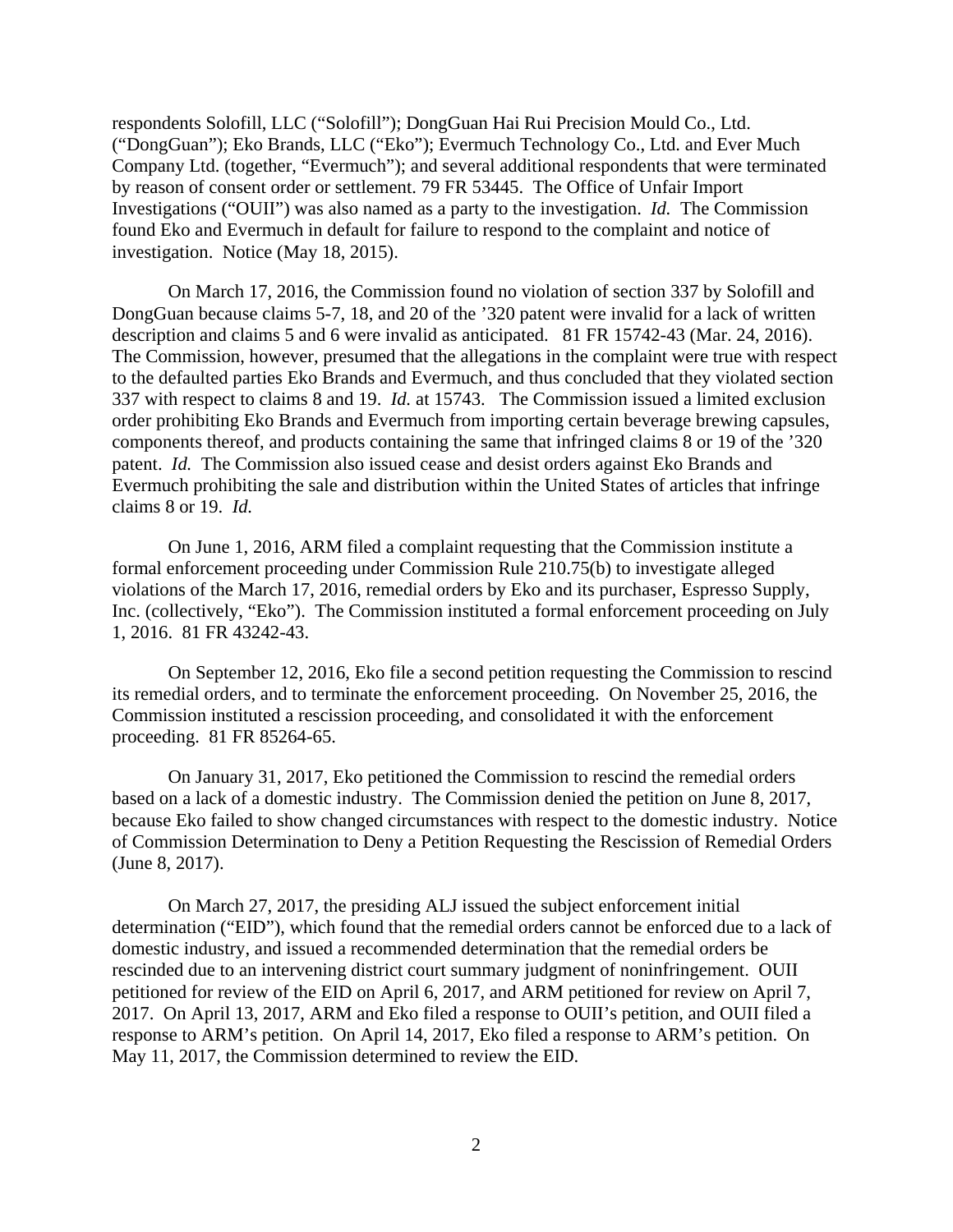respondents Solofill, LLC ("Solofill"); DongGuan Hai Rui Precision Mould Co., Ltd. ("DongGuan"); Eko Brands, LLC ("Eko"); Evermuch Technology Co., Ltd. and Ever Much Company Ltd. (together, "Evermuch"); and several additional respondents that were terminated by reason of consent order or settlement. 79 FR 53445. The Office of Unfair Import Investigations ("OUII") was also named as a party to the investigation. *Id.* The Commission found Eko and Evermuch in default for failure to respond to the complaint and notice of investigation. Notice (May 18, 2015).

On March 17, 2016, the Commission found no violation of section 337 by Solofill and DongGuan because claims 5-7, 18, and 20 of the '320 patent were invalid for a lack of written description and claims 5 and 6 were invalid as anticipated. 81 FR 15742-43 (Mar. 24, 2016). The Commission, however, presumed that the allegations in the complaint were true with respect to the defaulted parties Eko Brands and Evermuch, and thus concluded that they violated section 337 with respect to claims 8 and 19. *Id.* at 15743. The Commission issued a limited exclusion order prohibiting Eko Brands and Evermuch from importing certain beverage brewing capsules, components thereof, and products containing the same that infringed claims 8 or 19 of the '320 patent. *Id.* The Commission also issued cease and desist orders against Eko Brands and Evermuch prohibiting the sale and distribution within the United States of articles that infringe claims 8 or 19. *Id.*

On June 1, 2016, ARM filed a complaint requesting that the Commission institute a formal enforcement proceeding under Commission Rule 210.75(b) to investigate alleged violations of the March 17, 2016, remedial orders by Eko and its purchaser, Espresso Supply, Inc. (collectively, "Eko"). The Commission instituted a formal enforcement proceeding on July 1, 2016. 81 FR 43242-43.

On September 12, 2016, Eko file a second petition requesting the Commission to rescind its remedial orders, and to terminate the enforcement proceeding. On November 25, 2016, the Commission instituted a rescission proceeding, and consolidated it with the enforcement proceeding. 81 FR 85264-65.

On January 31, 2017, Eko petitioned the Commission to rescind the remedial orders based on a lack of a domestic industry. The Commission denied the petition on June 8, 2017, because Eko failed to show changed circumstances with respect to the domestic industry. Notice of Commission Determination to Deny a Petition Requesting the Rescission of Remedial Orders (June 8, 2017).

On March 27, 2017, the presiding ALJ issued the subject enforcement initial determination ("EID"), which found that the remedial orders cannot be enforced due to a lack of domestic industry, and issued a recommended determination that the remedial orders be rescinded due to an intervening district court summary judgment of noninfringement. OUII petitioned for review of the EID on April 6, 2017, and ARM petitioned for review on April 7, 2017. On April 13, 2017, ARM and Eko filed a response to OUII's petition, and OUII filed a response to ARM's petition. On April 14, 2017, Eko filed a response to ARM's petition. On May 11, 2017, the Commission determined to review the EID.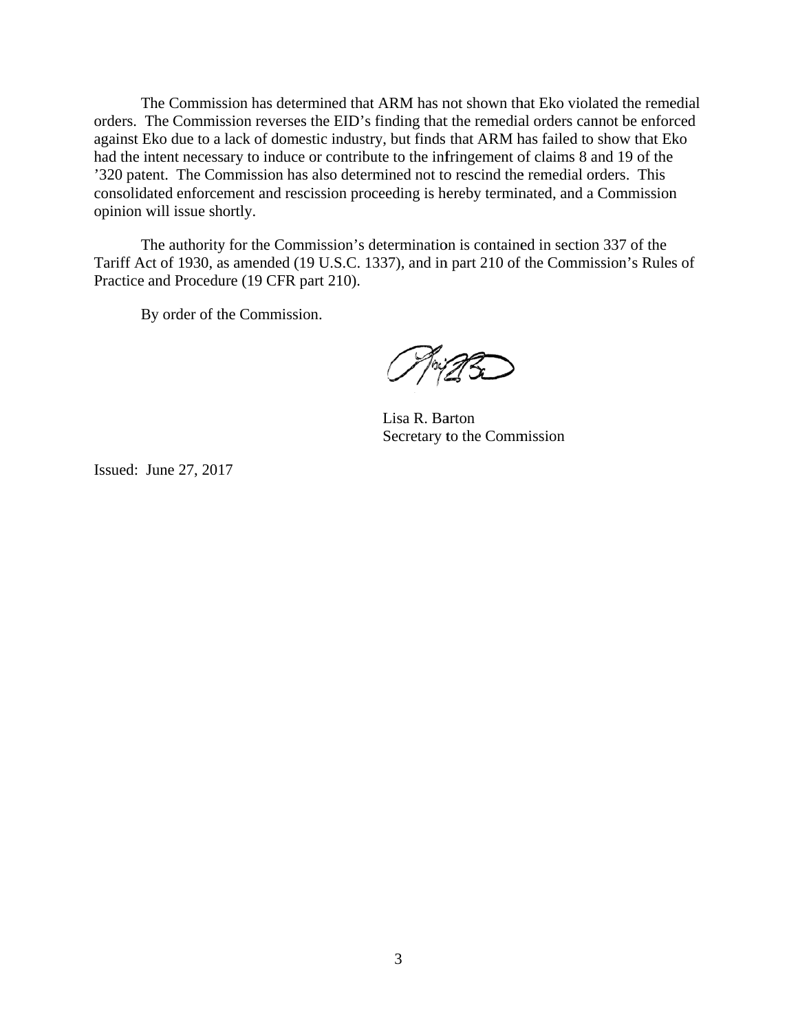The Commission has determined that ARM has not shown that Eko violated the remedial orders. The Commission reverses the EID's finding that the remedial orders cannot be enforced against Eko due to a lack of domestic industry, but finds that ARM has failed to show that Eko had the intent necessary to induce or contribute to the infringement of claims 8 and 19 of the '320 patent. The Commission has also determined not to rescind the remedial orders. This consolidated enforcement and rescission proceeding is hereby terminated, and a Commission opinion will issue shortly.

The authority for the Commission's determination is contained in section 337 of the Tariff Act of 1930, as amended (19 U.S.C. 1337), and in part 210 of the Commission's Rules of Practice and Procedure (19 CFR part 210).

By order of the Commission.

Lisa R. Barton
Secretary to the Commission

Issued: June 27, 2017